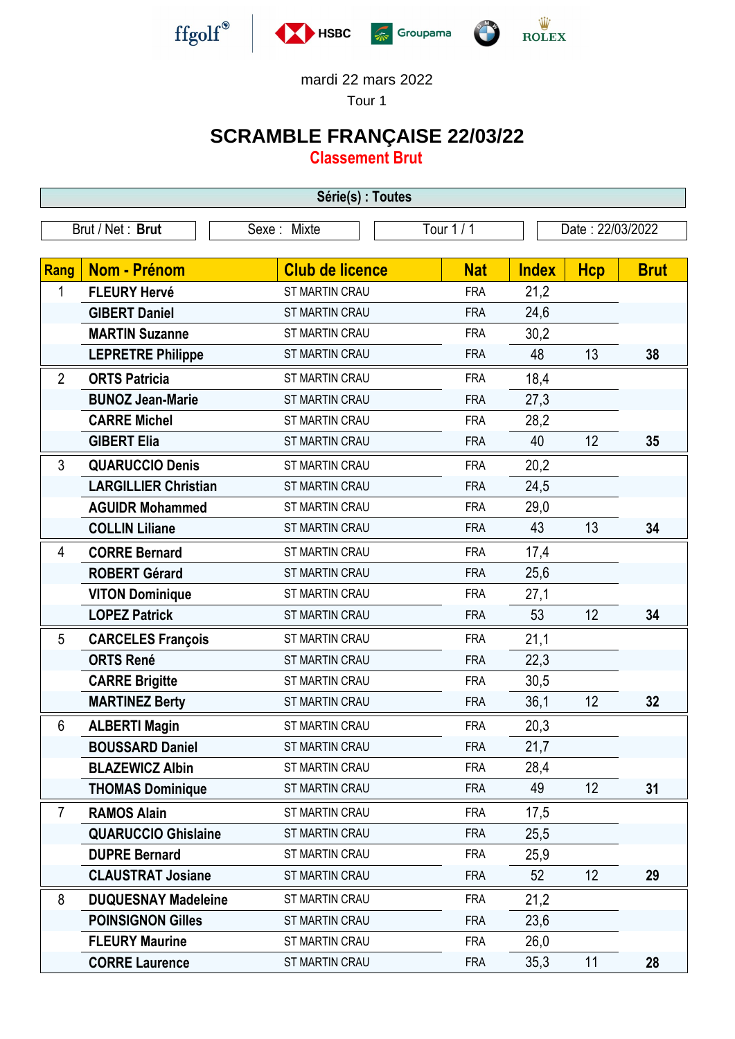ffgolf HSBC Groupama BMW ROLEX

mardi 22 mars 2022

Tour 1

# SCRAMBLE FRANÇAISE 22/03/22

## Classement Brut

**Série(s) : Toutes**

| Brut / Net : **Brut** | Sexe : Mixte | Tour 1 / 1 | Date : 22/03/2022 |
|---|---|---|---|

| Rang | Nom - Prénom | Club de licence | Nat | Index | Hcp | Brut |
|---|---|---|---|---|---|---|
| 1 | **FLEURY Hervé** | ST MARTIN CRAU | FRA | 21,2 | | |
| | **GIBERT Daniel** | ST MARTIN CRAU | FRA | 24,6 | | |
| | **MARTIN Suzanne** | ST MARTIN CRAU | FRA | 30,2 | | |
| | **LEPRETRE Philippe** | ST MARTIN CRAU | FRA | 48 | 13 | **38** |
| 2 | **ORTS Patricia** | ST MARTIN CRAU | FRA | 18,4 | | |
| | **BUNOZ Jean-Marie** | ST MARTIN CRAU | FRA | 27,3 | | |
| | **CARRE Michel** | ST MARTIN CRAU | FRA | 28,2 | | |
| | **GIBERT Elia** | ST MARTIN CRAU | FRA | 40 | 12 | **35** |
| 3 | **QUARUCCIO Denis** | ST MARTIN CRAU | FRA | 20,2 | | |
| | **LARGILLIER Christian** | ST MARTIN CRAU | FRA | 24,5 | | |
| | **AGUIDR Mohammed** | ST MARTIN CRAU | FRA | 29,0 | | |
| | **COLLIN Liliane** | ST MARTIN CRAU | FRA | 43 | 13 | **34** |
| 4 | **CORRE Bernard** | ST MARTIN CRAU | FRA | 17,4 | | |
| | **ROBERT Gérard** | ST MARTIN CRAU | FRA | 25,6 | | |
| | **VITON Dominique** | ST MARTIN CRAU | FRA | 27,1 | | |
| | **LOPEZ Patrick** | ST MARTIN CRAU | FRA | 53 | 12 | **34** |
| 5 | **CARCELES François** | ST MARTIN CRAU | FRA | 21,1 | | |
| | **ORTS René** | ST MARTIN CRAU | FRA | 22,3 | | |
| | **CARRE Brigitte** | ST MARTIN CRAU | FRA | 30,5 | | |
| | **MARTINEZ Berty** | ST MARTIN CRAU | FRA | 36,1 | 12 | **32** |
| 6 | **ALBERTI Magin** | ST MARTIN CRAU | FRA | 20,3 | | |
| | **BOUSSARD Daniel** | ST MARTIN CRAU | FRA | 21,7 | | |
| | **BLAZEWICZ Albin** | ST MARTIN CRAU | FRA | 28,4 | | |
| | **THOMAS Dominique** | ST MARTIN CRAU | FRA | 49 | 12 | **31** |
| 7 | **RAMOS Alain** | ST MARTIN CRAU | FRA | 17,5 | | |
| | **QUARUCCIO Ghislaine** | ST MARTIN CRAU | FRA | 25,5 | | |
| | **DUPRE Bernard** | ST MARTIN CRAU | FRA | 25,9 | | |
| | **CLAUSTRAT Josiane** | ST MARTIN CRAU | FRA | 52 | 12 | **29** |
| 8 | **DUQUESNAY Madeleine** | ST MARTIN CRAU | FRA | 21,2 | | |
| | **POINSIGNON Gilles** | ST MARTIN CRAU | FRA | 23,6 | | |
| | **FLEURY Maurine** | ST MARTIN CRAU | FRA | 26,0 | | |
| | **CORRE Laurence** | ST MARTIN CRAU | FRA | 35,3 | 11 | **28** |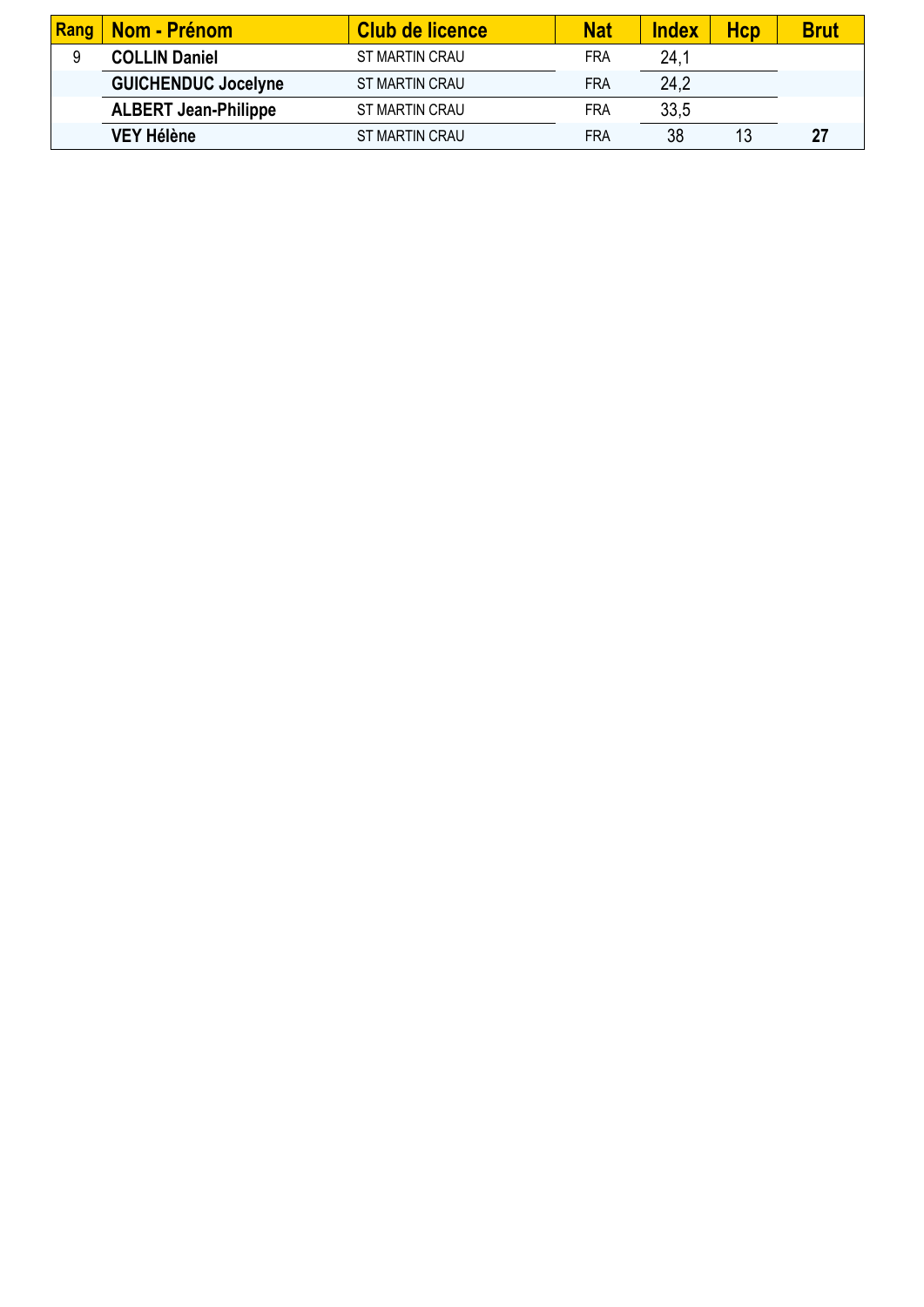| Rang | Nom - Prénom | Club de licence | Nat | Index | Hcp | Brut |
|---|---|---|---|---|---|---|
| 9 | **COLLIN Daniel** | ST MARTIN CRAU | FRA | 24,1 | | |
| | **GUICHENDUC Jocelyne** | ST MARTIN CRAU | FRA | 24,2 | | |
| | **ALBERT Jean-Philippe** | ST MARTIN CRAU | FRA | 33,5 | | |
| | **VEY Hélène** | ST MARTIN CRAU | FRA | 38 | 13 | **27** |